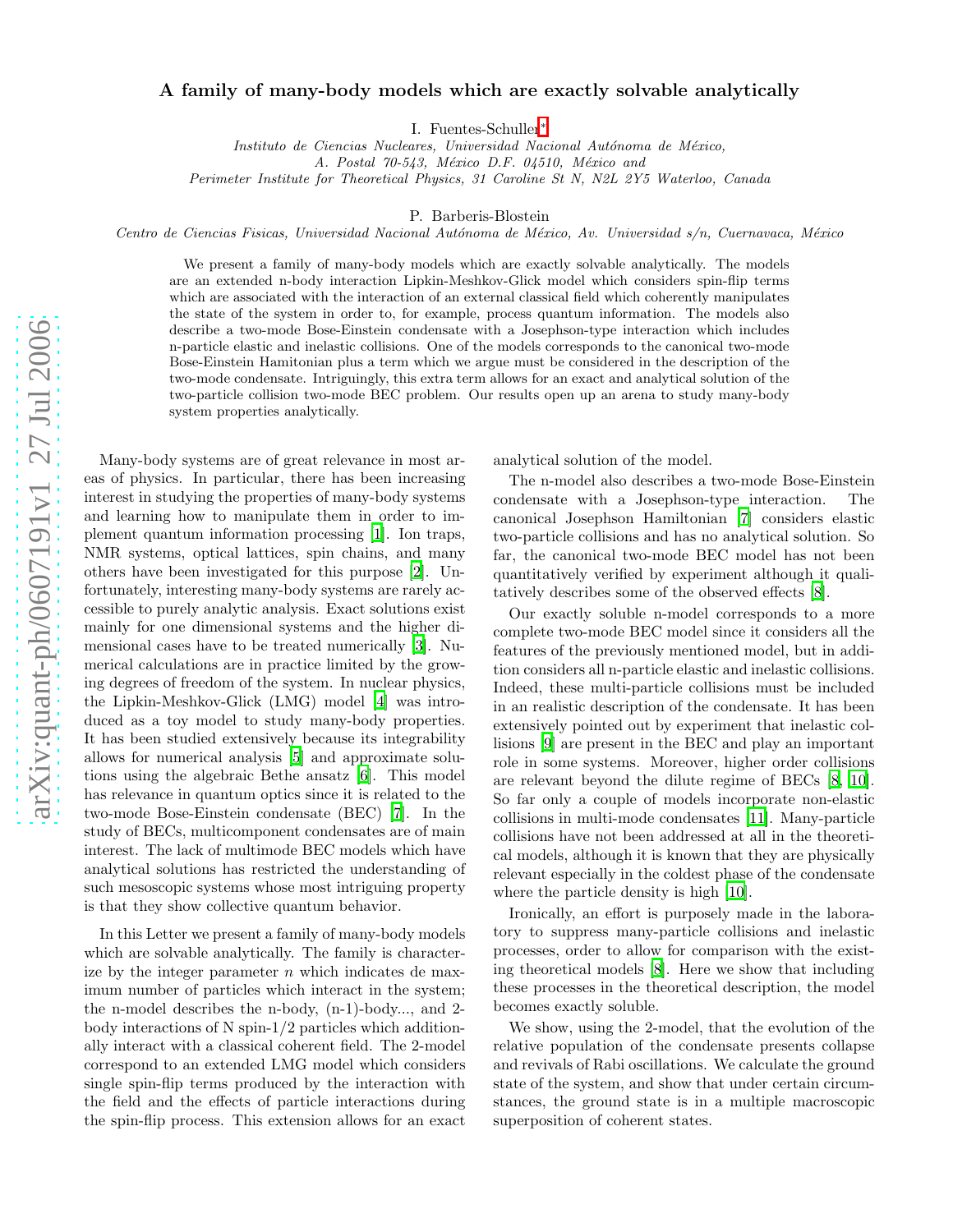# A family of many-body models which are exactly solvable analytically

I. Fuentes-Schuller*

*Instituto de Ciencias Nucleares, Universidad Nacional Autónoma de México, A. Postal 70-543, México D.F. 04510, México and Perimeter Institute for Theoretical Physics, 31 Caroline St N, N2L 2Y5 Waterloo, Canada*

P. Barberis-Blostein

*Centro de Ciencias Fisicas, Universidad Nacional Autónoma de México, Av. Universidad s/n, Cuernavaca, México*

We present a family of many-body models which are exactly solvable analytically. The models are an extended n-body interaction Lipkin-Meshkov-Glick model which considers spin-flip terms which are associated with the interaction of an external classical field which coherently manipulates the state of the system in order to, for example, process quantum information. The models also describe a two-mode Bose-Einstein condensate with a Josephson-type interaction which includes n-particle elastic and inelastic collisions. One of the models corresponds to the canonical two-mode Bose-Einstein Hamitonian plus a term which we argue must be considered in the description of the two-mode condensate. Intriguingly, this extra term allows for an exact and analytical solution of the two-particle collision two-mode BEC problem. Our results open up an arena to study many-body system properties analytically.

Many-body systems are of great relevance in most areas of physics. In particular, there has been increasing interest in studying the properties of many-body systems and learning how to manipulate them in order to implement quantum information processing [1]. Ion traps, NMR systems, optical lattices, spin chains, and many others have been investigated for this purpose [2]. Unfortunately, interesting many-body systems are rarely accessible to purely analytic analysis. Exact solutions exist mainly for one dimensional systems and the higher dimensional cases have to be treated numerically [3]. Numerical calculations are in practice limited by the growing degrees of freedom of the system. In nuclear physics, the Lipkin-Meshkov-Glick (LMG) model [4] was introduced as a toy model to study many-body properties. It has been studied extensively because its integrability allows for numerical analysis [5] and approximate solutions using the algebraic Bethe ansatz [6]. This model has relevance in quantum optics since it is related to the two-mode Bose-Einstein condensate (BEC) [7]. In the study of BECs, multicomponent condensates are of main interest. The lack of multimode BEC models which have analytical solutions has restricted the understanding of such mesoscopic systems whose most intriguing property is that they show collective quantum behavior.

In this Letter we present a family of many-body models which are solvable analytically. The family is characterize by the integer parameter $n$ which indicates de maximum number of particles which interact in the system; the n-model describes the n-body, (n-1)-body..., and 2-body interactions of N spin-1/2 particles which additionally interact with a classical coherent field. The 2-model correspond to an extended LMG model which considers single spin-flip terms produced by the interaction with the field and the effects of particle interactions during the spin-flip process. This extension allows for an exact analytical solution of the model.

The n-model also describes a two-mode Bose-Einstein condensate with a Josephson-type interaction. The canonical Josephson Hamiltonian [7] considers elastic two-particle collisions and has no analytical solution. So far, the canonical two-mode BEC model has not been quantitatively verified by experiment although it qualitatively describes some of the observed effects [8].

Our exactly soluble n-model corresponds to a more complete two-mode BEC model since it considers all the features of the previously mentioned model, but in addition considers all n-particle elastic and inelastic collisions. Indeed, these multi-particle collisions must be included in an realistic description of the condensate. It has been extensively pointed out by experiment that inelastic collisions [9] are present in the BEC and play an important role in some systems. Moreover, higher order collisions are relevant beyond the dilute regime of BECs [8, 10]. So far only a couple of models incorporate non-elastic collisions in multi-mode condensates [11]. Many-particle collisions have not been addressed at all in the theoretical models, although it is known that they are physically relevant especially in the coldest phase of the condensate where the particle density is high [10].

Ironically, an effort is purposely made in the laboratory to suppress many-particle collisions and inelastic processes, order to allow for comparison with the existing theoretical models [8]. Here we show that including these processes in the theoretical description, the model becomes exactly soluble.

We show, using the 2-model, that the evolution of the relative population of the condensate presents collapse and revivals of Rabi oscillations. We calculate the ground state of the system, and show that under certain circumstances, the ground state is in a multiple macroscopic superposition of coherent states.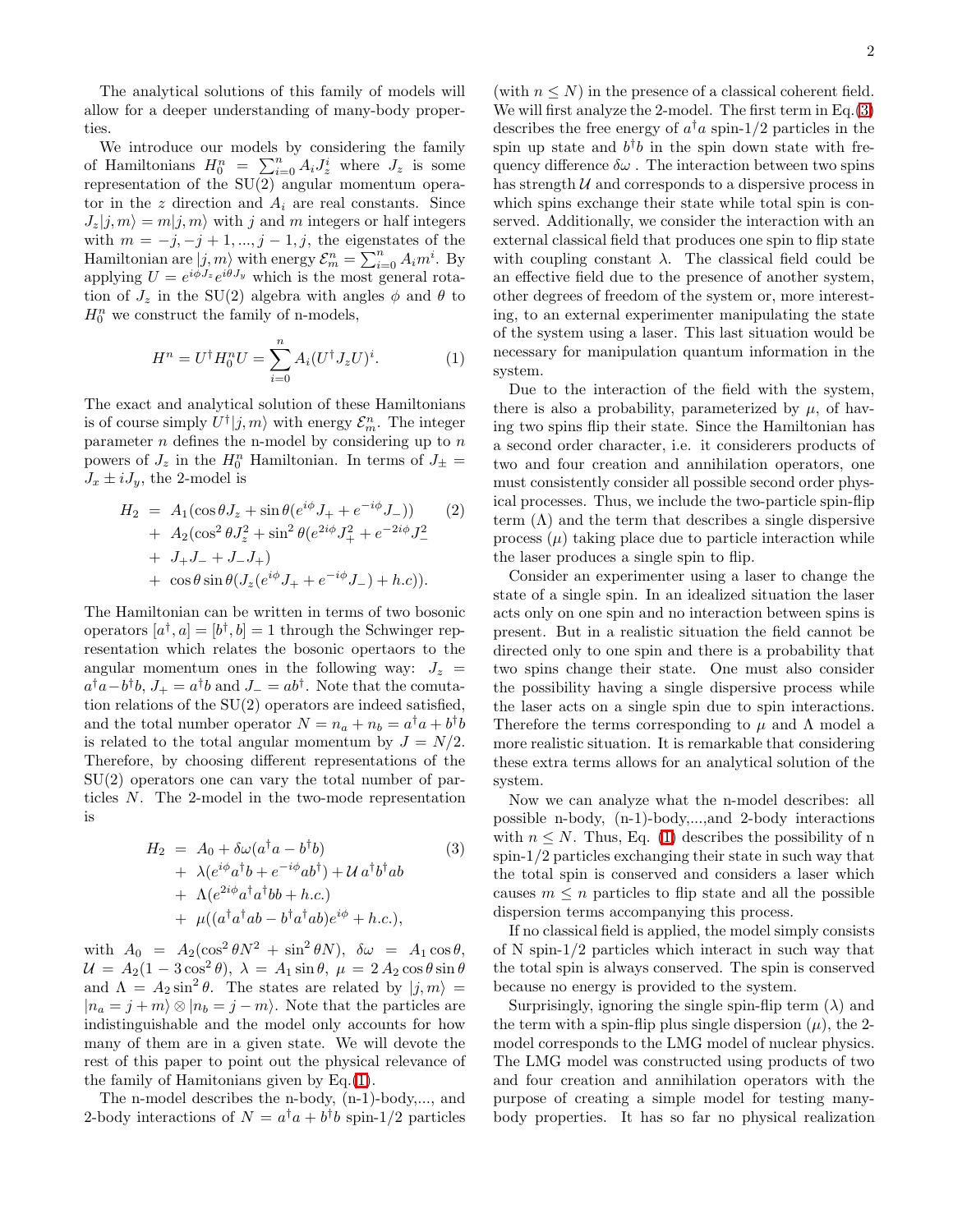The analytical solutions of this family of models will allow for a deeper understanding of many-body properties.

We introduce our models by considering the family of Hamiltonians $H_0^n = \sum_{i=0}^n A_i J_z^i$ where $J_z$ is some representation of the SU(2) angular momentum operator in the $z$ direction and $A_i$ are real constants. Since $J_z|j,m\rangle = m|j,m\rangle$ with $j$ and $m$ integers or half integers with $m = -j, -j+1, ..., j-1, j$, the eigenstates of the Hamiltonian are $|j,m\rangle$ with energy $\mathcal{E}_m^n = \sum_{i=0}^n A_i m^i$. By applying $U = e^{i\phi J_z} e^{i\theta J_y}$ which is the most general rotation of $J_z$ in the SU(2) algebra with angles $\phi$ and $\theta$ to $H_0^n$ we construct the family of n-models,

$$H^n = U^\dagger H_0^n U = \sum_{i=0}^{n} A_i (U^\dagger J_z U)^i. \qquad (1)$$

The exact and analytical solution of these Hamiltonians is of course simply $U^\dagger|j,m\rangle$ with energy $\mathcal{E}_m^n$. The integer parameter $n$ defines the n-model by considering up to $n$ powers of $J_z$ in the $H_0^n$ Hamiltonian. In terms of $J_\pm = J_x \pm iJ_y$, the 2-model is

$$\begin{aligned} H_2 &= A_1(\cos\theta J_z + \sin\theta(e^{i\phi}J_+ + e^{-i\phi}J_-)) \qquad (2)\\ &+ A_2(\cos^2\theta J_z^2 + \sin^2\theta(e^{2i\phi}J_+^2 + e^{-2i\phi}J_-^2 \\ &+ J_+J_- + J_-J_+) \\ &+ \cos\theta\sin\theta(J_z(e^{i\phi}J_+ + e^{-i\phi}J_-) + h.c)). \end{aligned}$$

The Hamiltonian can be written in terms of two bosonic operators $[a^\dagger, a] = [b^\dagger, b] = 1$ through the Schwinger representation which relates the bosonic opertaors to the angular momentum ones in the following way: $J_z = a^\dagger a - b^\dagger b$, $J_+ = a^\dagger b$ and $J_- = ab^\dagger$. Note that the comutation relations of the SU(2) operators are indeed satisfied, and the total number operator $N = n_a + n_b = a^\dagger a + b^\dagger b$ is related to the total angular momentum by $J = N/2$. Therefore, by choosing different representations of the SU(2) operators one can vary the total number of particles $N$. The 2-model in the two-mode representation is

$$\begin{aligned} H_2 &= A_0 + \delta\omega(a^\dagger a - b^\dagger b) \qquad (3)\\ &+ \lambda(e^{i\phi}a^\dagger b + e^{-i\phi}ab^\dagger) + \mathcal{U}\, a^\dagger b^\dagger ab \\ &+ \Lambda(e^{2i\phi}a^\dagger a^\dagger bb + h.c.) \\ &+ \mu((a^\dagger a^\dagger ab - b^\dagger a^\dagger ab)e^{i\phi} + h.c.), \end{aligned}$$

with $A_0 = A_2(\cos^2\theta N^2 + \sin^2\theta N)$, $\delta\omega = A_1\cos\theta$, $\mathcal{U} = A_2(1 - 3\cos^2\theta)$, $\lambda = A_1\sin\theta$, $\mu = 2\,A_2\cos\theta\sin\theta$ and $\Lambda = A_2\sin^2\theta$. The states are related by $|j,m\rangle = |n_a = j+m\rangle \otimes |n_b = j-m\rangle$. Note that the particles are indistinguishable and the model only accounts for how many of them are in a given state. We will devote the rest of this paper to point out the physical relevance of the family of Hamiltonians given by Eq.(1).

The n-model describes the n-body, (n-1)-body,..., and 2-body interactions of $N = a^\dagger a + b^\dagger b$ spin-1/2 particles (with $n \leq N$) in the presence of a classical coherent field. We will first analyze the 2-model. The first term in Eq.(3) describes the free energy of $a^\dagger a$ spin-1/2 particles in the spin up state and $b^\dagger b$ in the spin down state with frequency difference $\delta\omega$ . The interaction between two spins has strength $\mathcal{U}$ and corresponds to a dispersive process in which spins exchange their state while total spin is conserved. Additionally, we consider the interaction with an external classical field that produces one spin to flip state with coupling constant $\lambda$. The classical field could be an effective field due to the presence of another system, other degrees of freedom of the system or, more interesting, to an external experimenter manipulating the state of the system using a laser. This last situation would be necessary for manipulation quantum information in the system.

Due to the interaction of the field with the system, there is also a probability, parameterized by $\mu$, of having two spins flip their state. Since the Hamiltonian has a second order character, i.e. it considerers products of two and four creation and annihilation operators, one must consistently consider all possible second order physical processes. Thus, we include the two-particle spin-flip term ($\Lambda$) and the term that describes a single dispersive process ($\mu$) taking place due to particle interaction while the laser produces a single spin to flip.

Consider an experimenter using a laser to change the state of a single spin. In an idealized situation the laser acts only on one spin and no interaction between spins is present. But in a realistic situation the field cannot be directed only to one spin and there is a probability that two spins change their state. One must also consider the possibility having a single dispersive process while the laser acts on a single spin due to spin interactions. Therefore the terms corresponding to $\mu$ and $\Lambda$ model a more realistic situation. It is remarkable that considering these extra terms allows for an analytical solution of the system.

Now we can analyze what the n-model describes: all possible n-body, (n-1)-body,...,and 2-body interactions with $n \leq N$. Thus, Eq. (1) describes the possibility of n spin-1/2 particles exchanging their state in such way that the total spin is conserved and considers a laser which causes $m \leq n$ particles to flip state and all the possible dispersion terms accompanying this process.

If no classical field is applied, the model simply consists of N spin-1/2 particles which interact in such way that the total spin is always conserved. The spin is conserved because no energy is provided to the system.

Surprisingly, ignoring the single spin-flip term ($\lambda$) and the term with a spin-flip plus single dispersion ($\mu$), the 2-model corresponds to the LMG model of nuclear physics. The LMG model was constructed using products of two and four creation and annihilation operators with the purpose of creating a simple model for testing many-body properties. It has so far no physical realization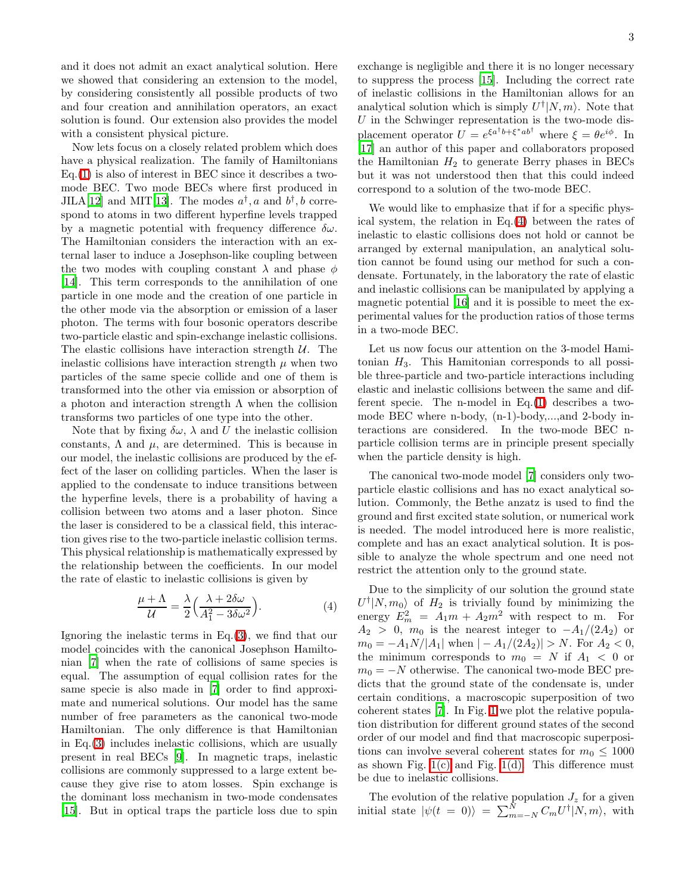and it does not admit an exact analytical solution. Here we showed that considering an extension to the model, by considering consistently all possible products of two and four creation and annihilation operators, an exact solution is found. Our extension also provides the model with a consistent physical picture.

Now lets focus on a closely related problem which does have a physical realization. The family of Hamiltonians Eq.(1) is also of interest in BEC since it describes a two-mode BEC. Two mode BECs where first produced in JILA[12] and MIT[13]. The modes $a^\dagger, a$ and $b^\dagger, b$ correspond to atoms in two different hyperfine levels trapped by a magnetic potential with frequency difference $\delta\omega$. The Hamiltonian considers the interaction with an external laser to induce a Josephson-like coupling between the two modes with coupling constant $\lambda$ and phase $\phi$ [14]. This term corresponds to the annihilation of one particle in one mode and the creation of one particle in the other mode via the absorption or emission of a laser photon. The terms with four bosonic operators describe two-particle elastic and spin-exchange inelastic collisions. The elastic collisions have interaction strength $\mathcal{U}$. The inelastic collisions have interaction strength $\mu$ when two particles of the same specie collide and one of them is transformed into the other via emission or absorption of a photon and interaction strength $\Lambda$ when the collision transforms two particles of one type into the other.

Note that by fixing $\delta\omega$, $\lambda$ and $U$ the inelastic collision constants, $\Lambda$ and $\mu$, are determined. This is because in our model, the inelastic collisions are produced by the effect of the laser on colliding particles. When the laser is applied to the condensate to induce transitions between the hyperfine levels, there is a probability of having a collision between two atoms and a laser photon. Since the laser is considered to be a classical field, this interaction gives rise to the two-particle inelastic collision terms. This physical relationship is mathematically expressed by the relationship between the coefficients. In our model the rate of elastic to inelastic collisions is given by

$$\frac{\mu + \Lambda}{\mathcal{U}} = \frac{\lambda}{2}\Big(\frac{\lambda + 2\delta\omega}{A_1^2 - 3\delta\omega^2}\Big). \tag{4}$$

Ignoring the inelastic terms in Eq.(3), we find that our model coincides with the canonical Josephson Hamiltonian [7] when the rate of collisions of same species is equal. The assumption of equal collision rates for the same specie is also made in [7] order to find approximate and numerical solutions. Our model has the same number of free parameters as the canonical two-mode Hamiltonian. The only difference is that Hamiltonian in Eq.(3) includes inelastic collisions, which are usually present in real BECs [9]. In magnetic traps, inelastic collisions are commonly suppressed to a large extent because they give rise to atom losses. Spin exchange is the dominant loss mechanism in two-mode condensates [15]. But in optical traps the particle loss due to spin exchange is negligible and there it is no longer necessary to suppress the process [15]. Including the correct rate of inelastic collisions in the Hamiltonian allows for an analytical solution which is simply $U^\dagger|N,m\rangle$. Note that $U$ in the Schwinger representation is the two-mode displacement operator $U = e^{\xi a^\dagger b + \xi^* a b^\dagger}$ where $\xi = \theta e^{i\phi}$. In [17] an author of this paper and collaborators proposed the Hamiltonian $H_2$ to generate Berry phases in BECs but it was not understood then that this could indeed correspond to a solution of the two-mode BEC.

We would like to emphasize that if for a specific physical system, the relation in Eq.(4) between the rates of inelastic to elastic collisions does not hold or cannot be arranged by external manipulation, an analytical solution cannot be found using our method for such a condensate. Fortunately, in the laboratory the rate of elastic and inelastic collisions can be manipulated by applying a magnetic potential [16] and it is possible to meet the experimental values for the production ratios of those terms in a two-mode BEC.

Let us now focus our attention on the 3-model Hamitonian $H_3$. This Hamitonian corresponds to all possible three-particle and two-particle interactions including elastic and inelastic collisions between the same and different specie. The n-model in Eq.(1) describes a two-mode BEC where n-body, (n-1)-body,...,and 2-body interactions are considered. In the two-mode BEC n-particle collision terms are in principle present specially when the particle density is high.

The canonical two-mode model [7] considers only two-particle elastic collisions and has no exact analytical solution. Commonly, the Bethe anzatz is used to find the ground and first excited state solution, or numerical work is needed. The model introduced here is more realistic, complete and has an exact analytical solution. It is possible to analyze the whole spectrum and one need not restrict the attention only to the ground state.

Due to the simplicity of our solution the ground state $U^\dagger|N,m_0\rangle$ of $H_2$ is trivially found by minimizing the energy $E_m^2 = A_1 m + A_2 m^2$ with respect to m. For $A_2 > 0$, $m_0$ is the nearest integer to $-A_1/(2A_2)$ or $m_0 = -A_1 N/|A_1|$ when $|-A_1/(2A_2)| > N$. For $A_2 < 0$, the minimum corresponds to $m_0 = N$ if $A_1 < 0$ or $m_0 = -N$ otherwise. The canonical two-mode BEC predicts that the ground state of the condensate is, under certain conditions, a macroscopic superposition of two coherent states [7]. In Fig. 1 we plot the relative population distribution for different ground states of the second order of our model and find that macroscopic superpositions can involve several coherent states for $m_0 \leq 1000$ as shown Fig. 1(c) and Fig. 1(d). This difference must be due to inelastic collisions.

The evolution of the relative population $J_z$ for a given initial state $|\psi(t=0)\rangle = \sum_{m=-N}^{N} C_m U^\dagger|N,m\rangle$, with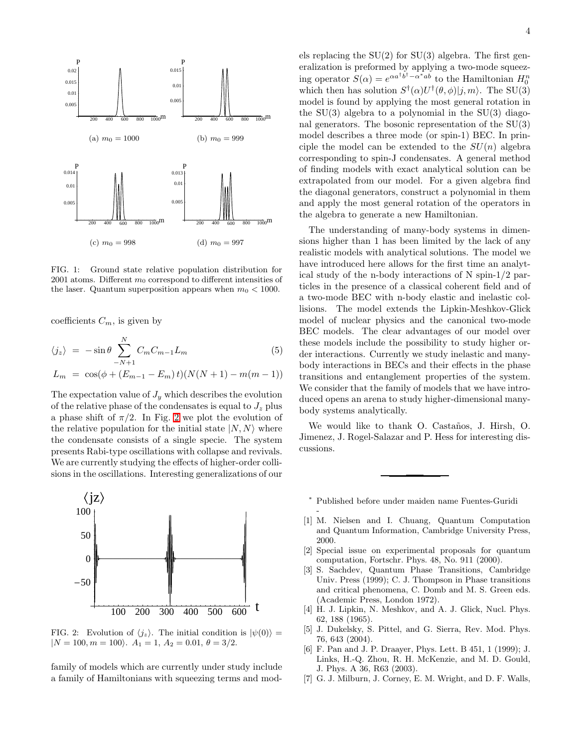FIG. 1: Ground state relative population distribution for 2001 atoms. Different $m_0$ correspond to different intensities of the laser. Quantum superposition appears when $m_0 < 1000$.

(a) $m_0 = 1000$ (b) $m_0 = 999$ (c) $m_0 = 998$ (d) $m_0 = 997$

coefficients $C_m$, is given by

$$\langle j_z \rangle = -\sin\theta \sum_{-N+1}^{N} C_m C_{m-1} L_m \quad (5)$$

$$L_m = \cos(\phi + (E_{m-1} - E_m)\,t)(N(N+1) - m(m-1))$$

The expectation value of $J_y$ which describes the evolution of the relative phase of the condensates is equal to $J_z$ plus a phase shift of $\pi/2$. In Fig. 2 we plot the evolution of the relative population for the initial state $|N, N\rangle$ where the condensate consists of a single specie. The system presents Rabi-type oscillations with collapse and revivals. We are currently studying the effects of higher-order collisions in the oscillations. Interesting generalizations of our family of models which are currently under study include a family of Hamiltonians with squeezing terms and models replacing the SU(2) for SU(3) algebra. The first generalization is preformed by applying a two-mode squeezing operator $S(\alpha) = e^{\alpha a^\dagger b^\dagger - \alpha^* ab}$ to the Hamiltonian $H_0^n$ which then has solution $S^\dagger(\alpha) U^\dagger(\theta, \phi)|j, m\rangle$. The SU(3) model is found by applying the most general rotation in the SU(3) algebra to a polynomial in the SU(3) diagonal generators. The bosonic representation of the SU(3) model describes a three mode (or spin-1) BEC. In principle the model can be extended to the $SU(n)$ algebra corresponding to spin-J condensates. A general method of finding models with exact analytical solution can be extrapolated from our model. For a given algebra find the diagonal generators, construct a polynomial in them and apply the most general rotation of the operators in the algebra to generate a new Hamiltonian.

FIG. 2: Evolution of $\langle j_z \rangle$. The initial condition is $|\psi(0)\rangle = |N = 100, m = 100\rangle$. $A_1 = 1$, $A_2 = 0.01$, $\theta = 3/2$.

The understanding of many-body systems in dimensions higher than 1 has been limited by the lack of any realistic models with analytical solutions. The model we have introduced here allows for the first time an analytical study of the n-body interactions of N spin-1/2 particles in the presence of a classical coherent field and of a two-mode BEC with n-body elastic and inelastic collisions. The model extends the Lipkin-Meshkov-Glick model of nuclear physics and the canonical two-mode BEC models. The clear advantages of our model over these models include the possibility to study higher order interactions. Currently we study inelastic and many-body interactions in BECs and their effects in the phase transitions and entanglement properties of the system. We consider that the family of models that we have introduced opens an arena to study higher-dimensional many-body systems analytically.

We would like to thank O. Castaños, J. Hirsh, O. Jimenez, J. Rogel-Salazar and P. Hess for interesting discussions.

---

[*] Published before under maiden name Fuentes-Guridi -

[1] M. Nielsen and I. Chuang, Quantum Computation and Quantum Information, Cambridge University Press, 2000.

[2] Special issue on experimental proposals for quantum computation, Fortschr. Phys. 48, No. 911 (2000).

[3] S. Sachdev, Quantum Phase Transitions, Cambridge Univ. Press (1999); C. J. Thompson in Phase transitions and critical phenomena, C. Domb and M. S. Green eds. (Academic Press, London 1972).

[4] H. J. Lipkin, N. Meshkov, and A. J. Glick, Nucl. Phys. 62, 188 (1965).

[5] J. Dukelsky, S. Pittel, and G. Sierra, Rev. Mod. Phys. 76, 643 (2004).

[6] F. Pan and J. P. Draayer, Phys. Lett. B 451, 1 (1999); J. Links, H.-Q. Zhou, R. H. McKenzie, and M. D. Gould, J. Phys. A 36, R63 (2003).

[7] G. J. Milburn, J. Corney, E. M. Wright, and D. F. Walls,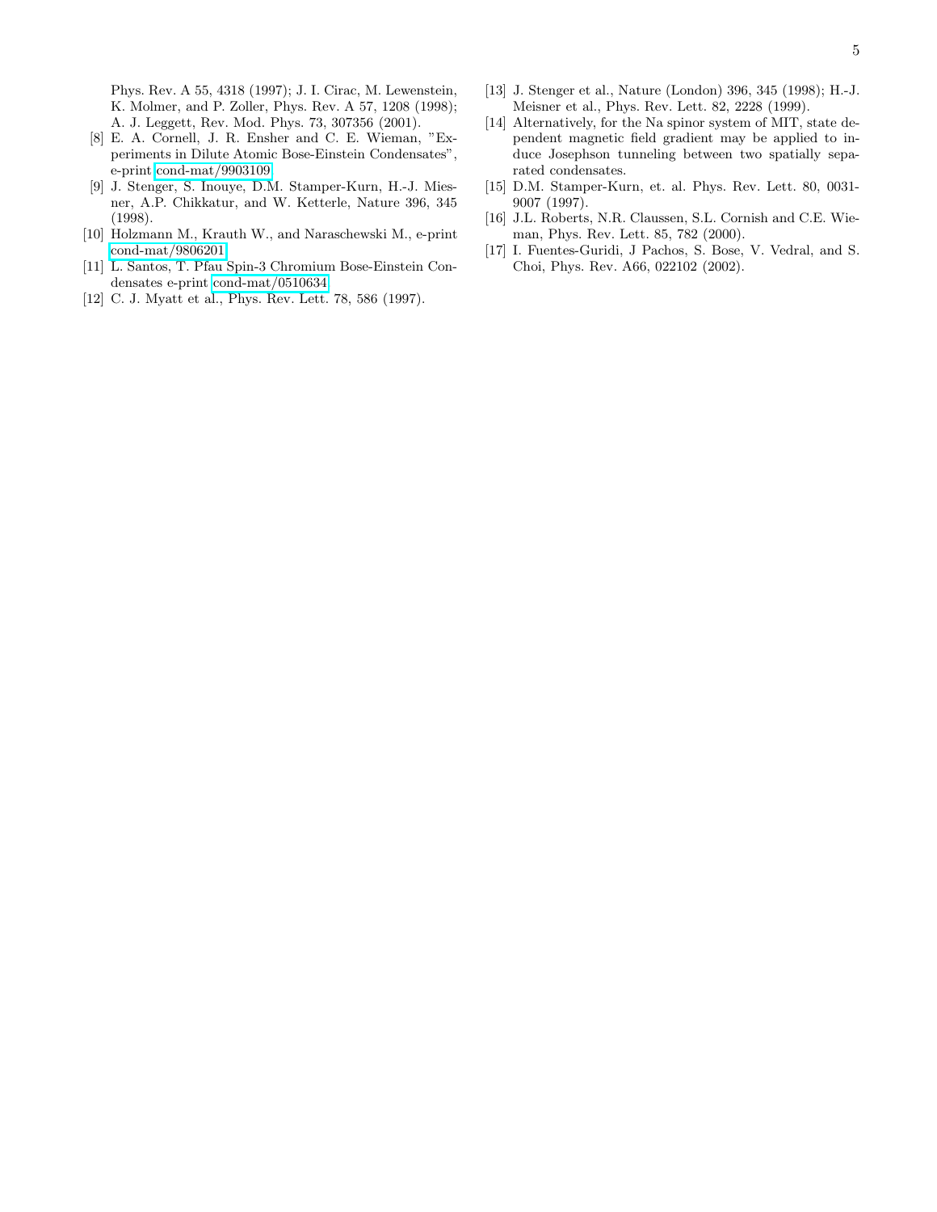Phys. Rev. A 55, 4318 (1997); J. I. Cirac, M. Lewenstein, K. Molmer, and P. Zoller, Phys. Rev. A 57, 1208 (1998); A. J. Leggett, Rev. Mod. Phys. 73, 307356 (2001).

[8] E. A. Cornell, J. R. Ensher and C. E. Wieman, "Experiments in Dilute Atomic Bose-Einstein Condensates", e-print cond-mat/9903109

[9] J. Stenger, S. Inouye, D.M. Stamper-Kurn, H.-J. Miesner, A.P. Chikkatur, and W. Ketterle, Nature 396, 345 (1998).

[10] Holzmann M., Krauth W., and Naraschewski M., e-print cond-mat/9806201

[11] L. Santos, T. Pfau Spin-3 Chromium Bose-Einstein Condensates e-print cond-mat/0510634

[12] C. J. Myatt et al., Phys. Rev. Lett. 78, 586 (1997).

[13] J. Stenger et al., Nature (London) 396, 345 (1998); H.-J. Meisner et al., Phys. Rev. Lett. 82, 2228 (1999).

[14] Alternatively, for the Na spinor system of MIT, state dependent magnetic field gradient may be applied to induce Josephson tunneling between two spatially separated condensates.

[15] D.M. Stamper-Kurn, et. al. Phys. Rev. Lett. 80, 0031-9007 (1997).

[16] J.L. Roberts, N.R. Claussen, S.L. Cornish and C.E. Wieman, Phys. Rev. Lett. 85, 782 (2000).

[17] I. Fuentes-Guridi, J Pachos, S. Bose, V. Vedral, and S. Choi, Phys. Rev. A66, 022102 (2002).